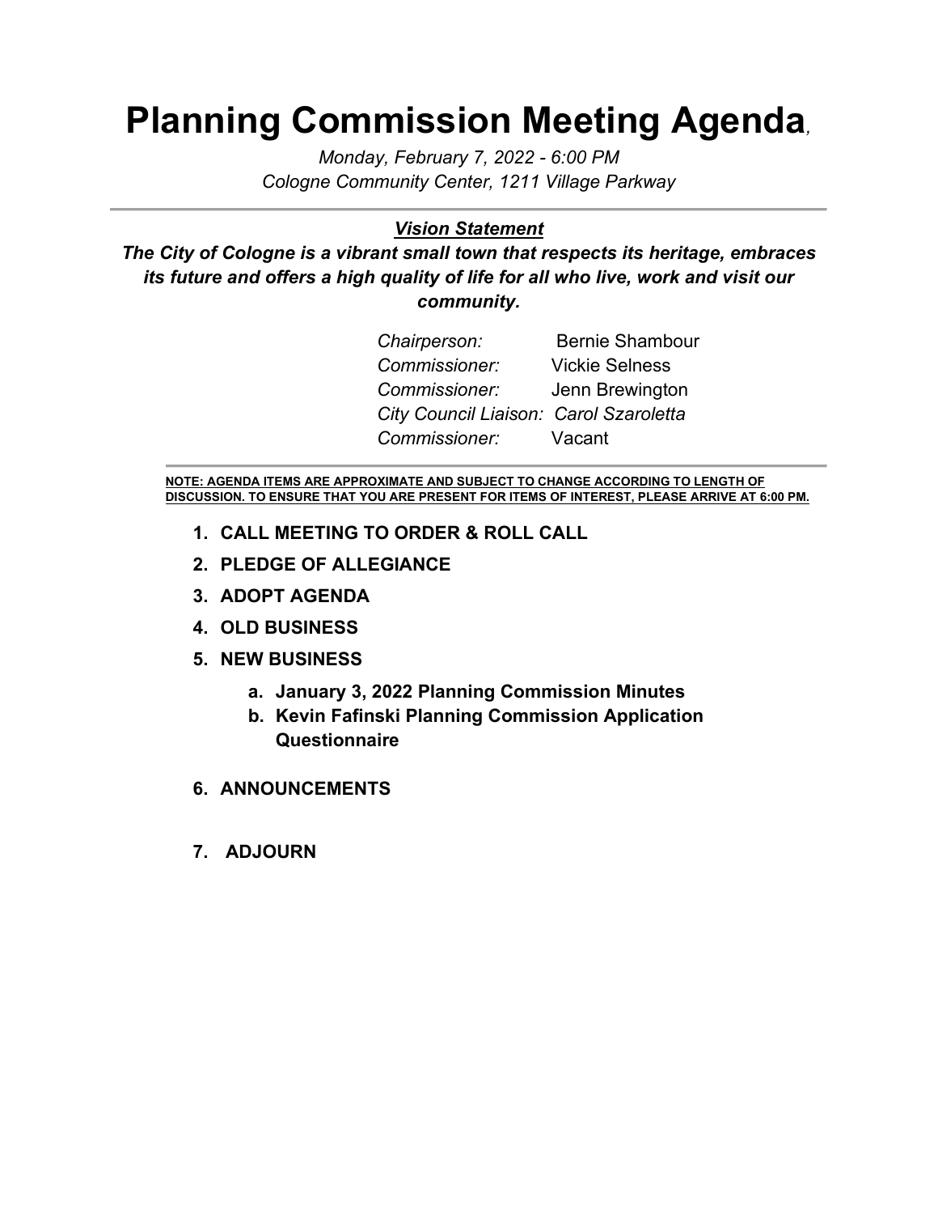# Planning Commission Meeting Agenda,

*Monday, February 7, 2022 - 6:00 PM*
*Cologne Community Center, 1211 Village Parkway*

---

***Vision Statement***

***The City of Cologne is a vibrant small town that respects its heritage, embraces its future and offers a high quality of life for all who live, work and visit our community.***

*Chairperson:* Bernie Shambour
*Commissioner:* Vickie Selness
*Commissioner:* Jenn Brewington
*City Council Liaison: Carol Szaroletta*
*Commissioner:* Vacant

---

**NOTE: AGENDA ITEMS ARE APPROXIMATE AND SUBJECT TO CHANGE ACCORDING TO LENGTH OF DISCUSSION. TO ENSURE THAT YOU ARE PRESENT FOR ITEMS OF INTEREST, PLEASE ARRIVE AT 6:00 PM.**

1. **CALL MEETING TO ORDER & ROLL CALL**
2. **PLEDGE OF ALLEGIANCE**
3. **ADOPT AGENDA**
4. **OLD BUSINESS**
5. **NEW BUSINESS**
   a. **January 3, 2022 Planning Commission Minutes**
   b. **Kevin Fafinski Planning Commission Application Questionnaire**
6. **ANNOUNCEMENTS**
7. **ADJOURN**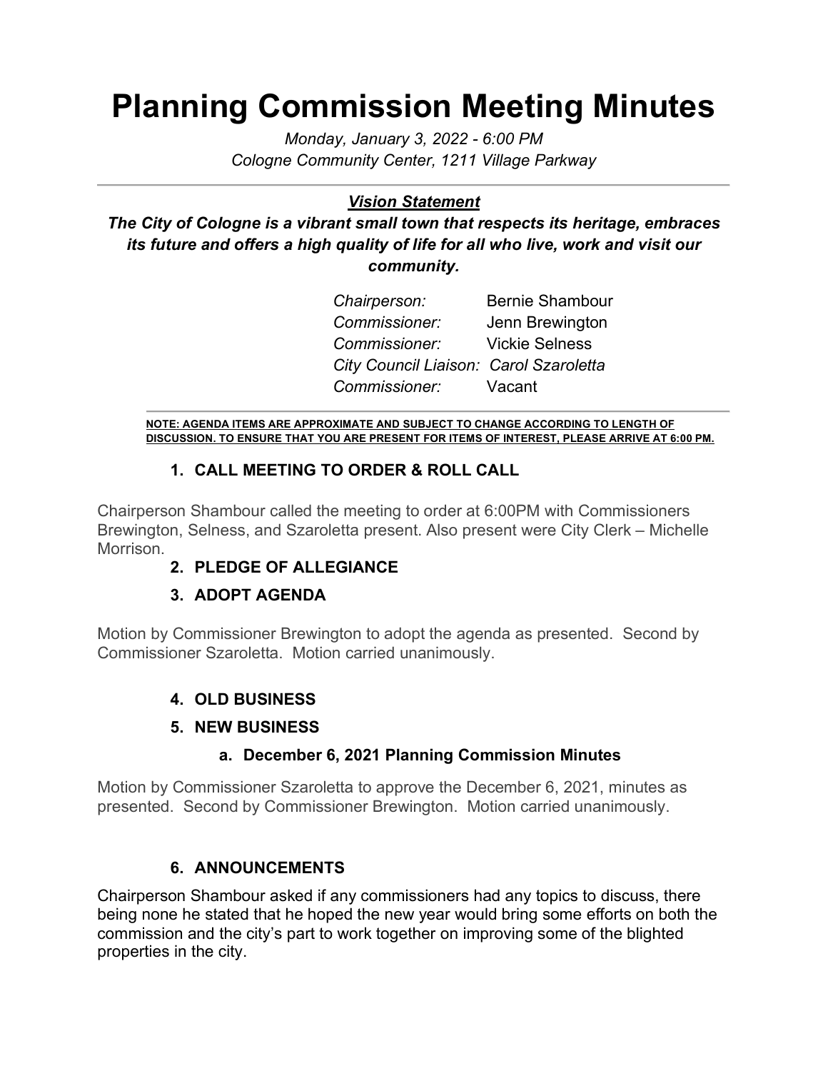# Planning Commission Meeting Minutes

*Monday, January 3, 2022 - 6:00 PM*
*Cologne Community Center, 1211 Village Parkway*

---

***Vision Statement***

***The City of Cologne is a vibrant small town that respects its heritage, embraces its future and offers a high quality of life for all who live, work and visit our community.***

| | |
|---|---|
| *Chairperson:* | Bernie Shambour |
| *Commissioner:* | Jenn Brewington |
| *Commissioner:* | Vickie Selness |
| *City Council Liaison:* | *Carol Szaroletta* |
| *Commissioner:* | Vacant |

---

**NOTE: AGENDA ITEMS ARE APPROXIMATE AND SUBJECT TO CHANGE ACCORDING TO LENGTH OF DISCUSSION. TO ENSURE THAT YOU ARE PRESENT FOR ITEMS OF INTEREST, PLEASE ARRIVE AT 6:00 PM.**

### 1. CALL MEETING TO ORDER & ROLL CALL

Chairperson Shambour called the meeting to order at 6:00PM with Commissioners Brewington, Selness, and Szaroletta present. Also present were City Clerk – Michelle Morrison.

### 2. PLEDGE OF ALLEGIANCE

### 3. ADOPT AGENDA

Motion by Commissioner Brewington to adopt the agenda as presented. Second by Commissioner Szaroletta. Motion carried unanimously.

### 4. OLD BUSINESS

### 5. NEW BUSINESS

#### a. December 6, 2021 Planning Commission Minutes

Motion by Commissioner Szaroletta to approve the December 6, 2021, minutes as presented. Second by Commissioner Brewington. Motion carried unanimously.

### 6. ANNOUNCEMENTS

Chairperson Shambour asked if any commissioners had any topics to discuss, there being none he stated that he hoped the new year would bring some efforts on both the commission and the city's part to work together on improving some of the blighted properties in the city.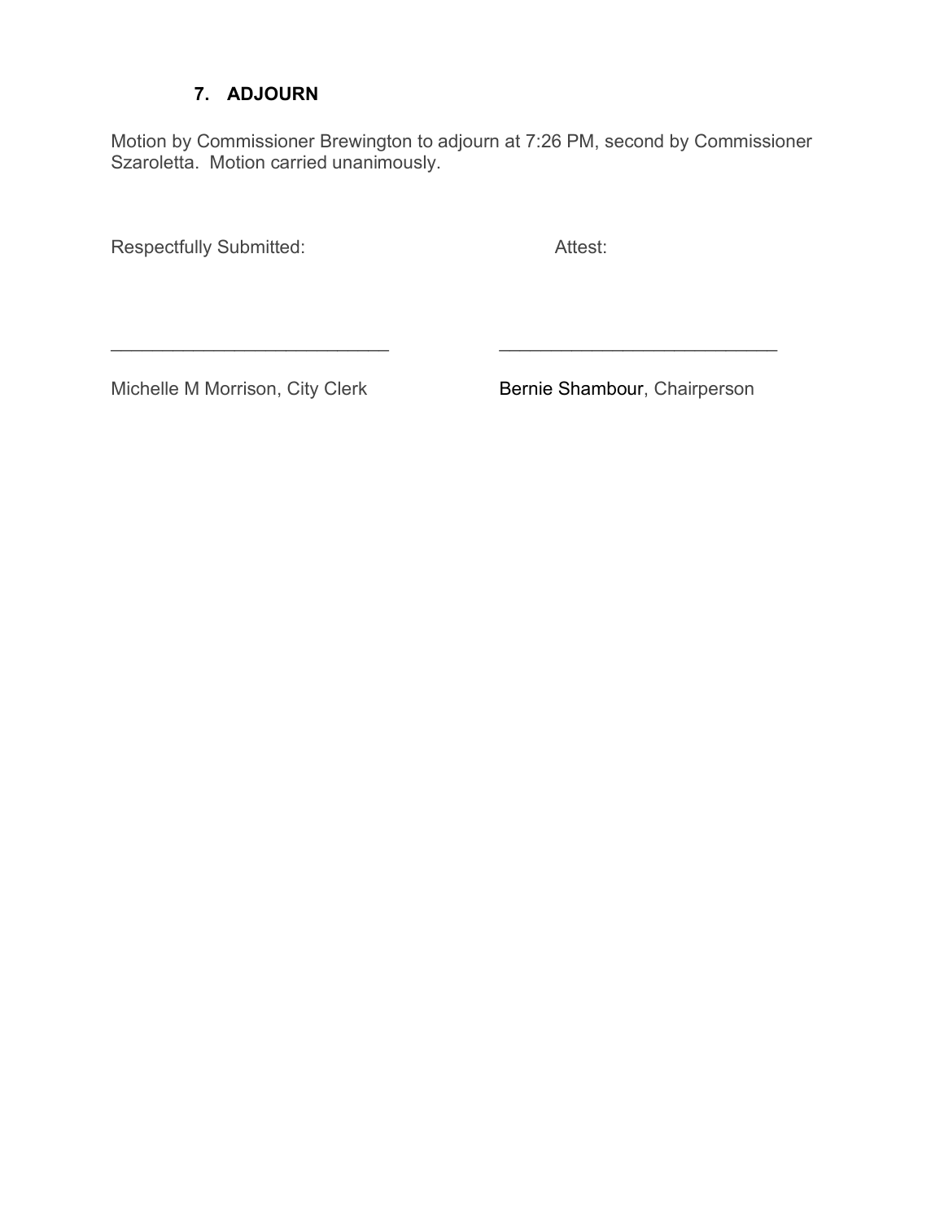## 7. ADJOURN

Motion by Commissioner Brewington to adjourn at 7:26 PM, second by Commissioner Szaroletta. Motion carried unanimously.

Respectfully Submitted: Attest:

\_\_\_\_\_\_\_\_\_\_\_\_\_\_\_\_\_\_\_\_\_\_\_\_\_\_\_\_ \_\_\_\_\_\_\_\_\_\_\_\_\_\_\_\_\_\_\_\_\_\_\_\_\_\_\_\_

Michelle M Morrison, City Clerk Bernie Shambour, Chairperson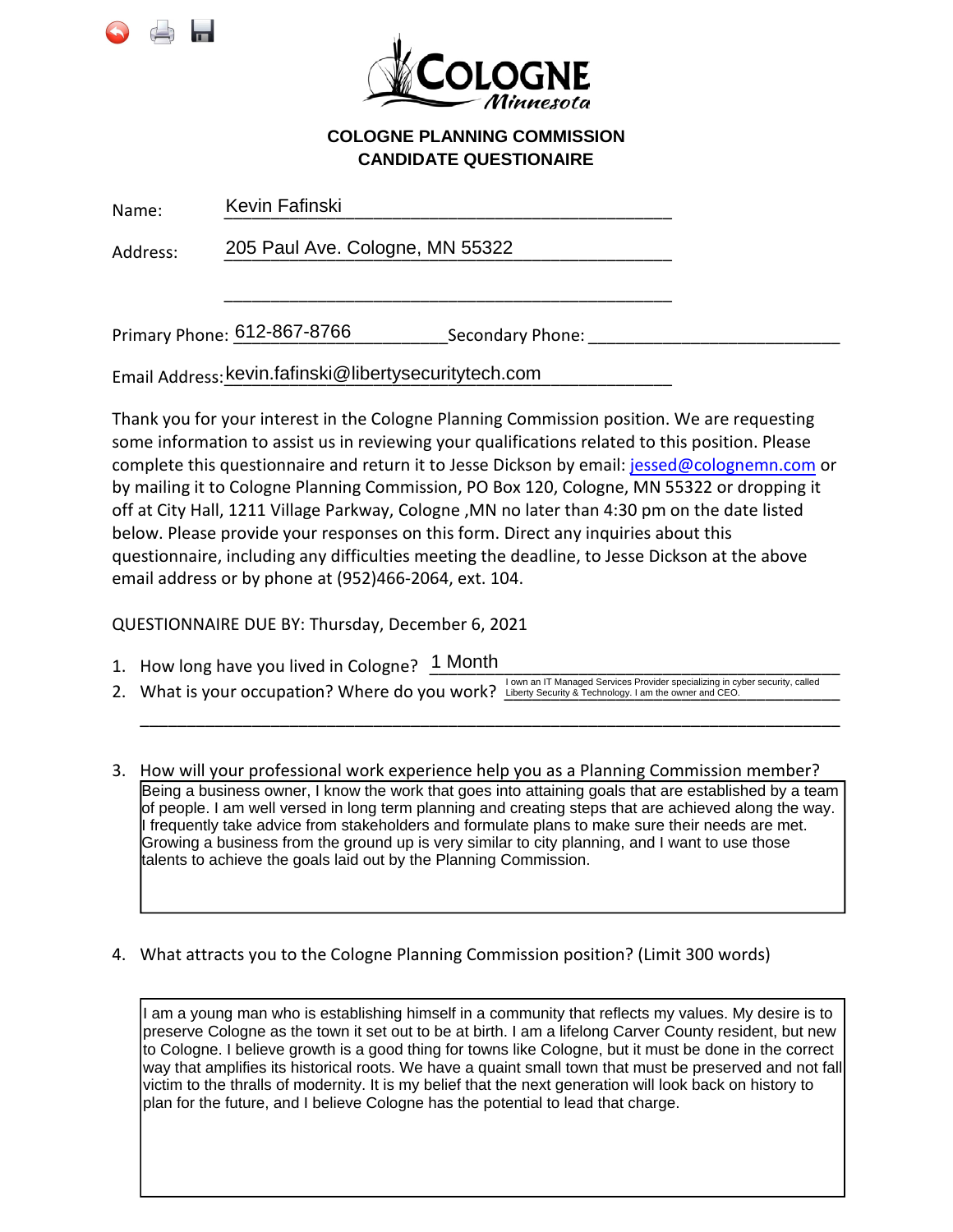# COLOGNE PLANNING COMMISSION
## CANDIDATE QUESTIONAIRE

Name: Kevin Fafinski

Address: 205 Paul Ave. Cologne, MN 55322

Primary Phone: 612-867-8766 Secondary Phone: ______________

Email Address: kevin.fafinski@libertysecuritytech.com

Thank you for your interest in the Cologne Planning Commission position. We are requesting some information to assist us in reviewing your qualifications related to this position. Please complete this questionnaire and return it to Jesse Dickson by email: jessed@colognemn.com or by mailing it to Cologne Planning Commission, PO Box 120, Cologne, MN 55322 or dropping it off at City Hall, 1211 Village Parkway, Cologne ,MN no later than 4:30 pm on the date listed below. Please provide your responses on this form. Direct any inquiries about this questionnaire, including any difficulties meeting the deadline, to Jesse Dickson at the above email address or by phone at (952)466-2064, ext. 104.

QUESTIONNAIRE DUE BY: Thursday, December 6, 2021

1. How long have you lived in Cologne? 1 Month
2. What is your occupation? Where do you work? I own an IT Managed Services Provider specializing in cyber security, called Liberty Security & Technology. I am the owner and CEO.
3. How will your professional work experience help you as a Planning Commission member?

   Being a business owner, I know the work that goes into attaining goals that are established by a team of people. I am well versed in long term planning and creating steps that are achieved along the way. I frequently take advice from stakeholders and formulate plans to make sure their needs are met. Growing a business from the ground up is very similar to city planning, and I want to use those talents to achieve the goals laid out by the Planning Commission.

4. What attracts you to the Cologne Planning Commission position? (Limit 300 words)

   I am a young man who is establishing himself in a community that reflects my values. My desire is to preserve Cologne as the town it set out to be at birth. I am a lifelong Carver County resident, but new to Cologne. I believe growth is a good thing for towns like Cologne, but it must be done in the correct way that amplifies its historical roots. We have a quaint small town that must be preserved and not fall victim to the thralls of modernity. It is my belief that the next generation will look back on history to plan for the future, and I believe Cologne has the potential to lead that charge.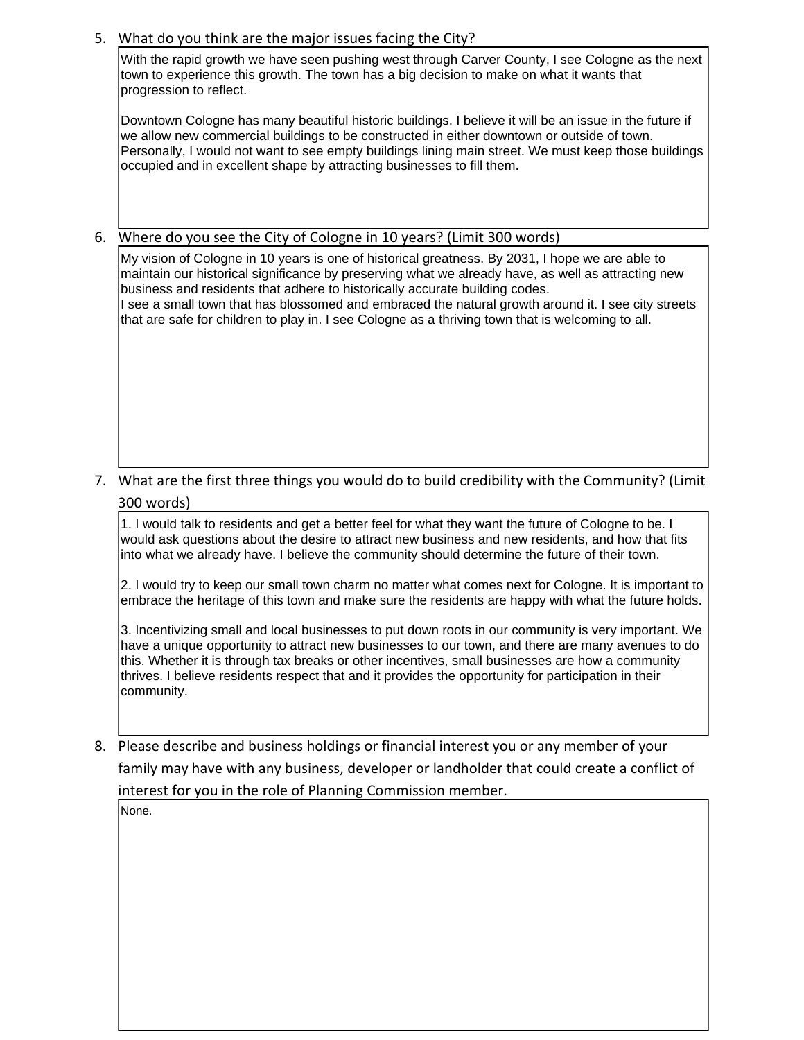5. What do you think are the major issues facing the City?

With the rapid growth we have seen pushing west through Carver County, I see Cologne as the next town to experience this growth. The town has a big decision to make on what it wants that progression to reflect.

Downtown Cologne has many beautiful historic buildings. I believe it will be an issue in the future if we allow new commercial buildings to be constructed in either downtown or outside of town. Personally, I would not want to see empty buildings lining main street. We must keep those buildings occupied and in excellent shape by attracting businesses to fill them.

6. Where do you see the City of Cologne in 10 years? (Limit 300 words)

My vision of Cologne in 10 years is one of historical greatness. By 2031, I hope we are able to maintain our historical significance by preserving what we already have, as well as attracting new business and residents that adhere to historically accurate building codes.
I see a small town that has blossomed and embraced the natural growth around it. I see city streets that are safe for children to play in. I see Cologne as a thriving town that is welcoming to all.

7. What are the first three things you would do to build credibility with the Community? (Limit 300 words)

1. I would talk to residents and get a better feel for what they want the future of Cologne to be. I would ask questions about the desire to attract new business and new residents, and how that fits into what we already have. I believe the community should determine the future of their town.

2. I would try to keep our small town charm no matter what comes next for Cologne. It is important to embrace the heritage of this town and make sure the residents are happy with what the future holds.

3. Incentivizing small and local businesses to put down roots in our community is very important. We have a unique opportunity to attract new businesses to our town, and there are many avenues to do this. Whether it is through tax breaks or other incentives, small businesses are how a community thrives. I believe residents respect that and it provides the opportunity for participation in their community.

8. Please describe and business holdings or financial interest you or any member of your family may have with any business, developer or landholder that could create a conflict of interest for you in the role of Planning Commission member.

None.